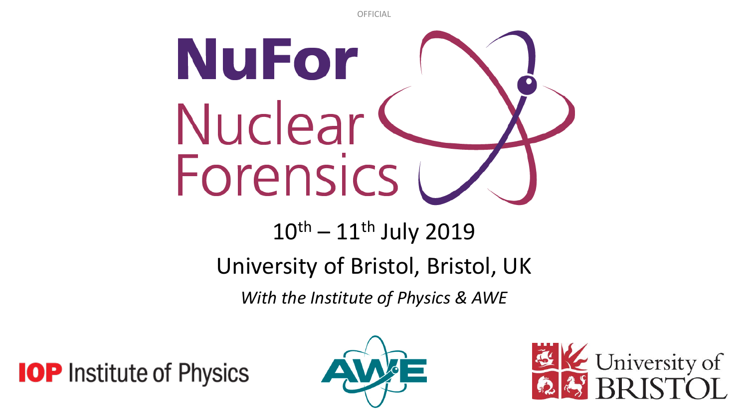OFFICIAL

# NuFor

## Nuclear Forensics

$10^{th}$ – $11^{th}$ July 2019

University of Bristol, Bristol, UK

*With the Institute of Physics & AWE*

IOP Institute of Physics

AWE

University of BRISTOL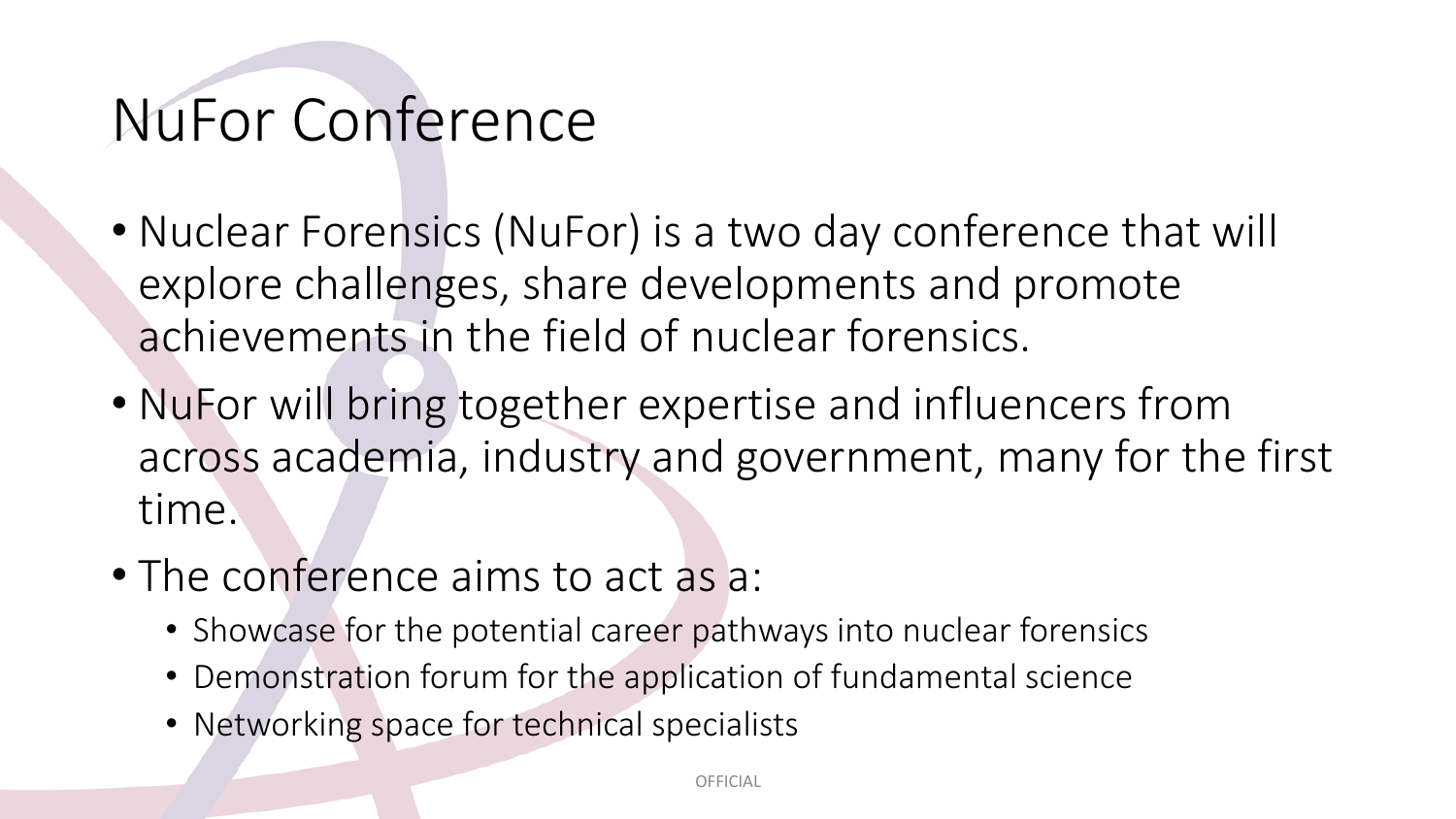# NuFor Conference

- Nuclear Forensics (NuFor) is a two day conference that will explore challenges, share developments and promote achievements in the field of nuclear forensics.
- NuFor will bring together expertise and influencers from across academia, industry and government, many for the first time.
- The conference aims to act as a:
  - Showcase for the potential career pathways into nuclear forensics
  - Demonstration forum for the application of fundamental science
  - Networking space for technical specialists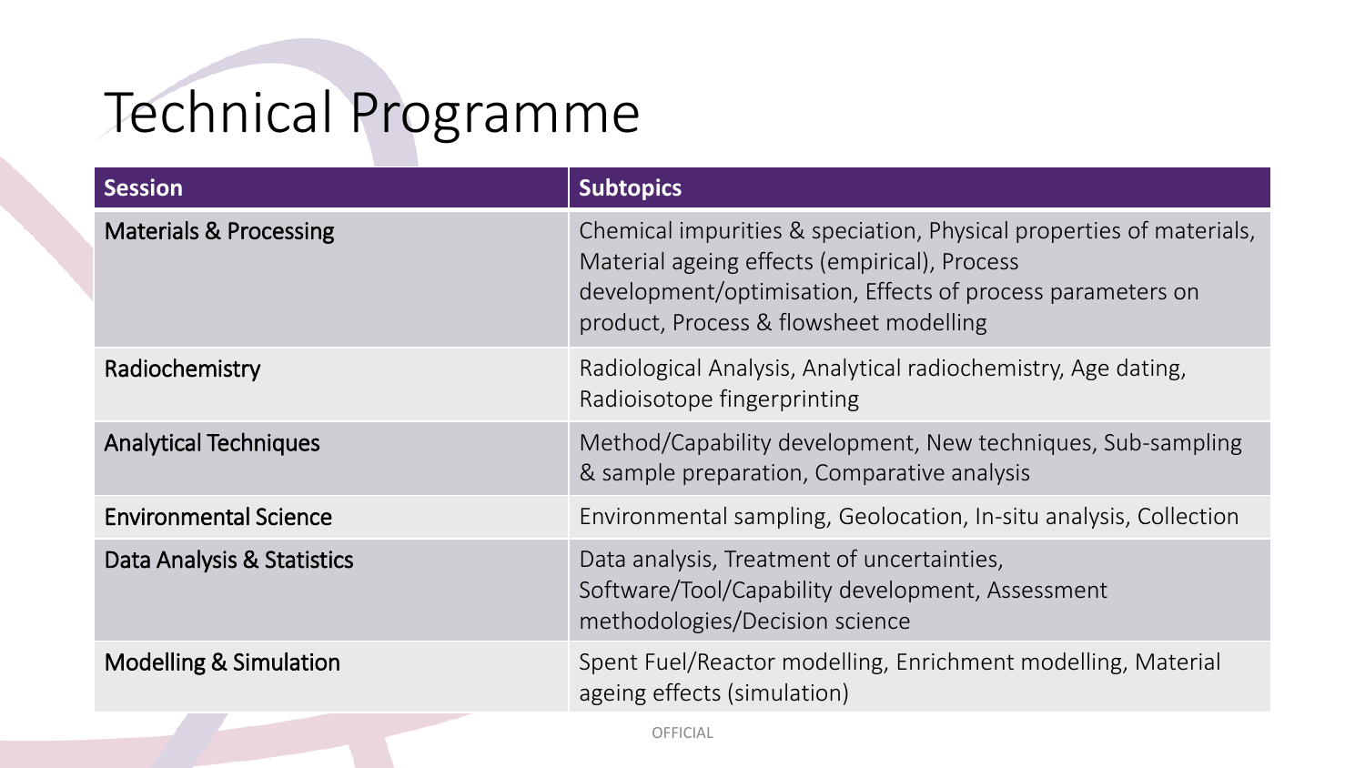# Technical Programme

| Session | Subtopics |
| --- | --- |
| Materials & Processing | Chemical impurities & speciation, Physical properties of materials, Material ageing effects (empirical), Process development/optimisation, Effects of process parameters on product, Process & flowsheet modelling |
| Radiochemistry | Radiological Analysis, Analytical radiochemistry, Age dating, Radioisotope fingerprinting |
| Analytical Techniques | Method/Capability development, New techniques, Sub-sampling & sample preparation, Comparative analysis |
| Environmental Science | Environmental sampling, Geolocation, In-situ analysis, Collection |
| Data Analysis & Statistics | Data analysis, Treatment of uncertainties, Software/Tool/Capability development, Assessment methodologies/Decision science |
| Modelling & Simulation | Spent Fuel/Reactor modelling, Enrichment modelling, Material ageing effects (simulation) |

OFFICIAL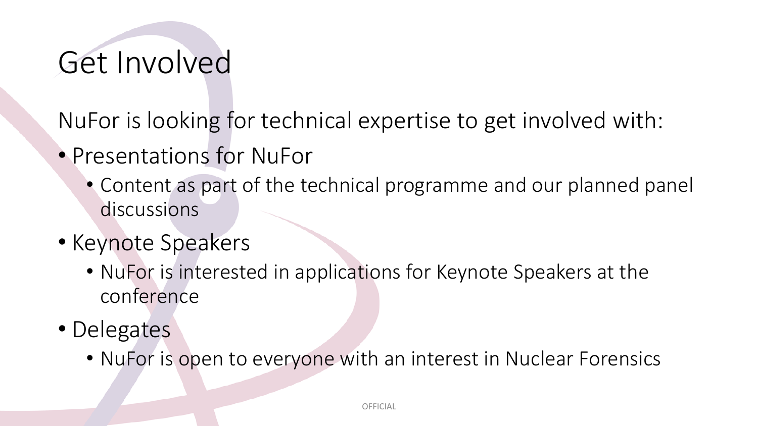# Get Involved

NuFor is looking for technical expertise to get involved with:

- Presentations for NuFor
  - Content as part of the technical programme and our planned panel discussions
- Keynote Speakers
  - NuFor is interested in applications for Keynote Speakers at the conference
- Delegates
  - NuFor is open to everyone with an interest in Nuclear Forensics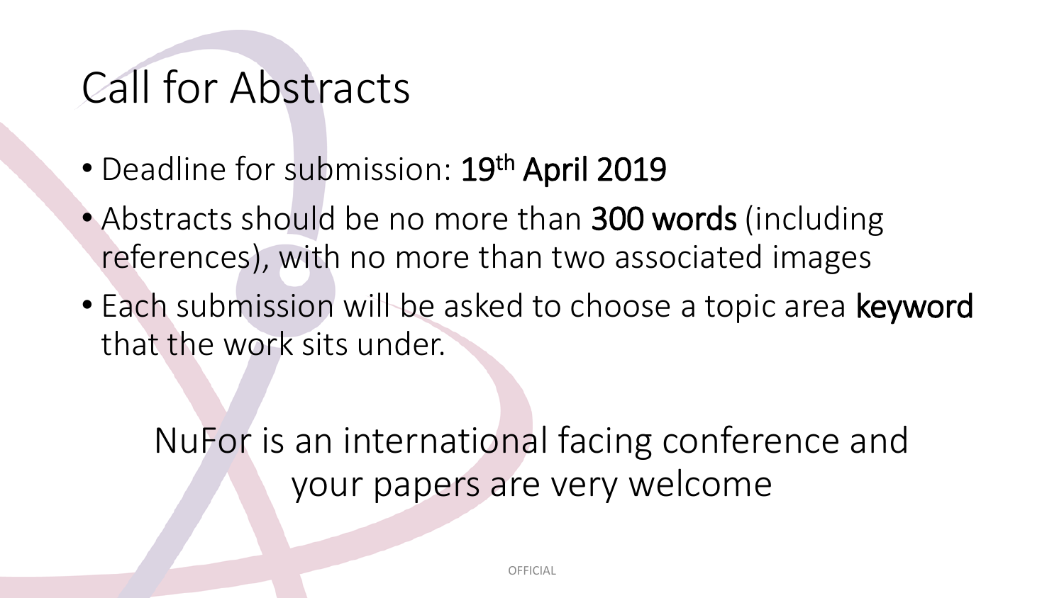# Call for Abstracts

- Deadline for submission: **19th April 2019**
- Abstracts should be no more than **300 words** (including references), with no more than two associated images
- Each submission will be asked to choose a topic area **keyword** that the work sits under.

NuFor is an international facing conference and your papers are very welcome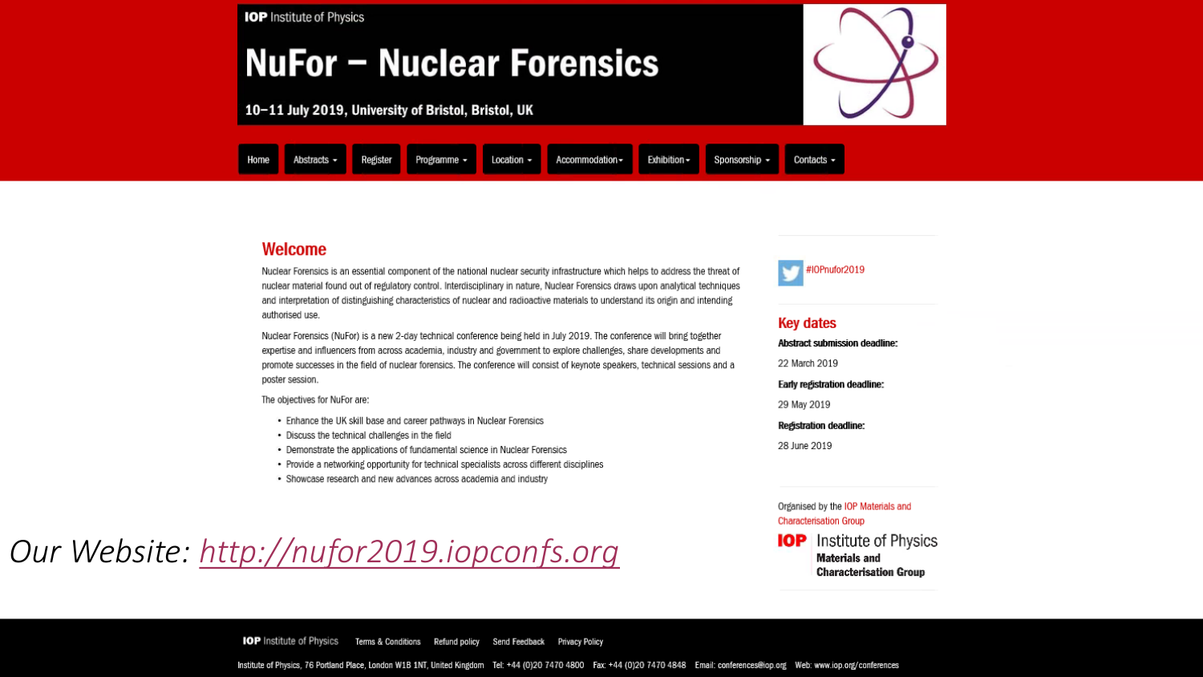IOP Institute of Physics

# NuFor – Nuclear Forensics

**10–11 July 2019, University of Bristol, Bristol, UK**

Home | Abstracts | Register | Programme | Location | Accommodation | Exhibition | Sponsorship | Contacts

## Welcome

Nuclear Forensics is an essential component of the national nuclear security infrastructure which helps to address the threat of nuclear material found out of regulatory control. Interdisciplinary in nature, Nuclear Forensics draws upon analytical techniques and interpretation of distinguishing characteristics of nuclear and radioactive materials to understand its origin and intending authorised use.

Nuclear Forensics (NuFor) is a new 2-day technical conference being held in July 2019. The conference will bring together expertise and influencers from across academia, industry and government to explore challenges, share developments and promote successes in the field of nuclear forensics. The conference will consist of keynote speakers, technical sessions and a poster session.

The objectives for NuFor are:

- Enhance the UK skill base and career pathways in Nuclear Forensics
- Discuss the technical challenges in the field
- Demonstrate the applications of fundamental science in Nuclear Forensics
- Provide a networking opportunity for technical specialists across different disciplines
- Showcase research and new advances across academia and industry

#IOPnufor2019

## Key dates

**Abstract submission deadline:**

22 March 2019

**Early registration deadline:**

29 May 2019

**Registration deadline:**

28 June 2019

Organised by the IOP Materials and Characterisation Group

IOP Institute of Physics **Materials and Characterisation Group**

*Our Website: http://nufor2019.iopconfs.org*

IOP Institute of Physics | Terms & Conditions | Refund policy | Send Feedback | Privacy Policy

Institute of Physics, 76 Portland Place, London W1B 1NT, United Kingdom Tel: +44 (0)20 7470 4800 Fax: +44 (0)20 7470 4848 Email: conferences@iop.org Web: www.iop.org/conferences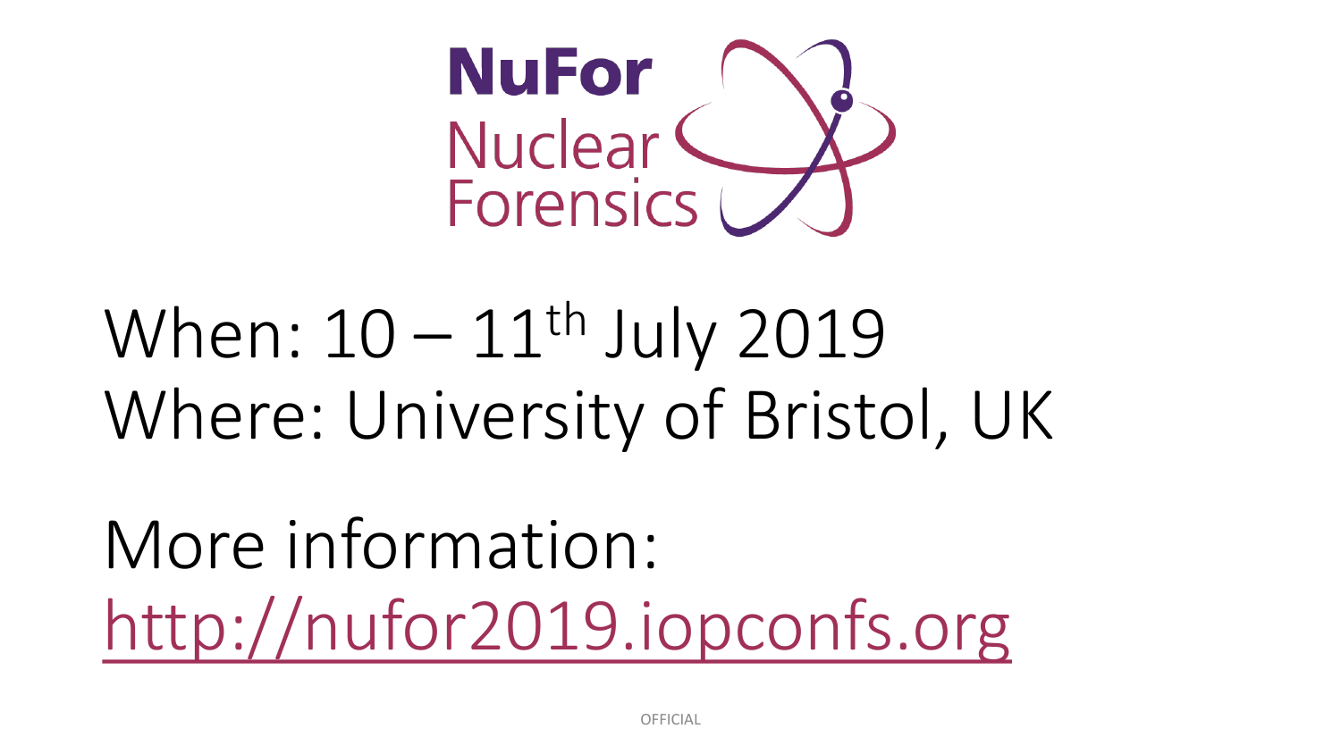**NuFor**

Nuclear Forensics

When: 10 – 11th July 2019

Where: University of Bristol, UK

More information: [http://nufor2019.iopconfs.org](http://nufor2019.iopconfs.org)

OFFICIAL